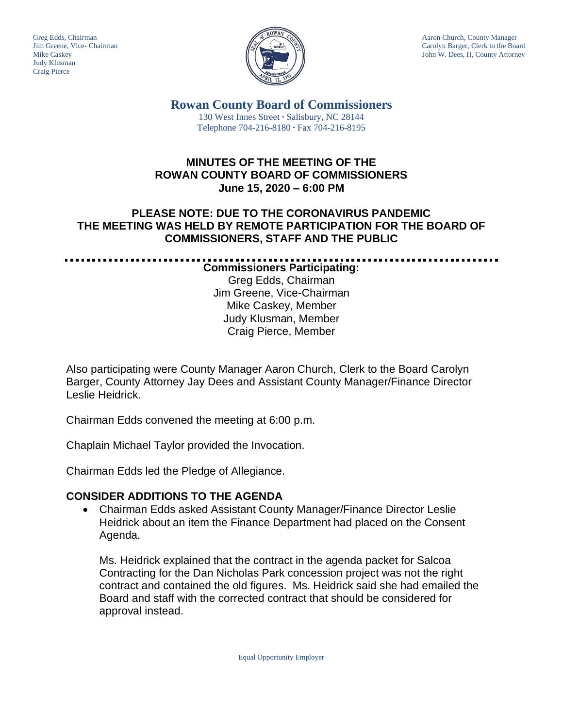Greg Edds, Chairman
Jim Greene, Vice- Chairman
Mike Caskey
Judy Klusman
Craig Pierce

Aaron Church, County Manager
Carolyn Barger, Clerk to the Board
John W. Dees, II, County Attorney

# Rowan County Board of Commissioners

130 West Innes Street · Salisbury, NC 28144
Telephone 704-216-8180 · Fax 704-216-8195

## MINUTES OF THE MEETING OF THE ROWAN COUNTY BOARD OF COMMISSIONERS
## June 15, 2020 – 6:00 PM

## PLEASE NOTE: DUE TO THE CORONAVIRUS PANDEMIC THE MEETING WAS HELD BY REMOTE PARTICIPATION FOR THE BOARD OF COMMISSIONERS, STAFF AND THE PUBLIC

**Commissioners Participating:**
Greg Edds, Chairman
Jim Greene, Vice-Chairman
Mike Caskey, Member
Judy Klusman, Member
Craig Pierce, Member

Also participating were County Manager Aaron Church, Clerk to the Board Carolyn Barger, County Attorney Jay Dees and Assistant County Manager/Finance Director Leslie Heidrick.

Chairman Edds convened the meeting at 6:00 p.m.

Chaplain Michael Taylor provided the Invocation.

Chairman Edds led the Pledge of Allegiance.

## CONSIDER ADDITIONS TO THE AGENDA

- Chairman Edds asked Assistant County Manager/Finance Director Leslie Heidrick about an item the Finance Department had placed on the Consent Agenda.

  Ms. Heidrick explained that the contract in the agenda packet for Salcoa Contracting for the Dan Nicholas Park concession project was not the right contract and contained the old figures. Ms. Heidrick said she had emailed the Board and staff with the corrected contract that should be considered for approval instead.

Equal Opportunity Employer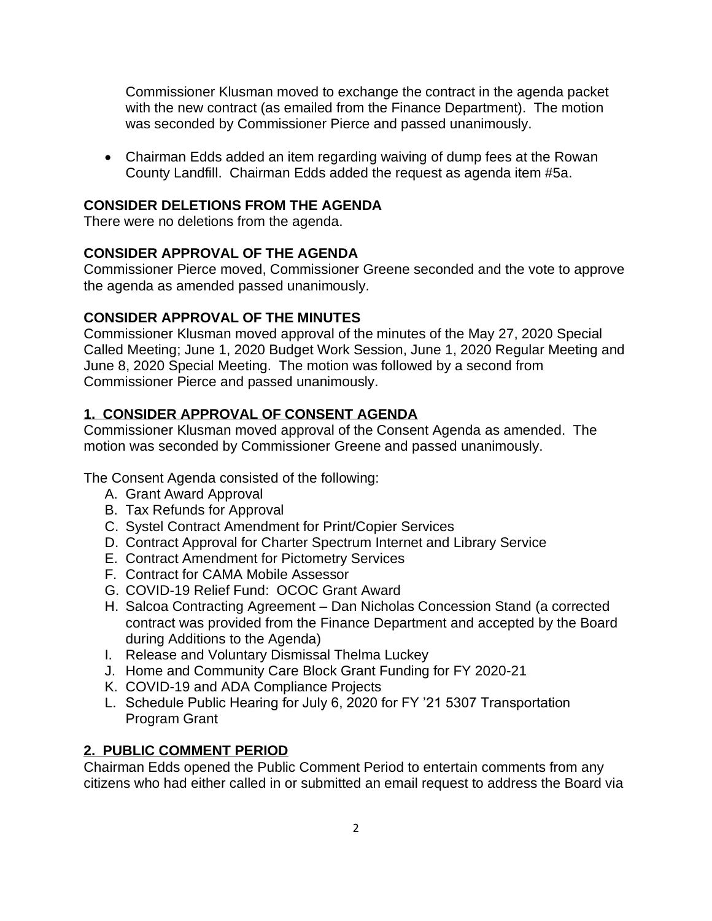Commissioner Klusman moved to exchange the contract in the agenda packet with the new contract (as emailed from the Finance Department). The motion was seconded by Commissioner Pierce and passed unanimously.

- Chairman Edds added an item regarding waiving of dump fees at the Rowan County Landfill. Chairman Edds added the request as agenda item #5a.

**CONSIDER DELETIONS FROM THE AGENDA**

There were no deletions from the agenda.

**CONSIDER APPROVAL OF THE AGENDA**

Commissioner Pierce moved, Commissioner Greene seconded and the vote to approve the agenda as amended passed unanimously.

**CONSIDER APPROVAL OF THE MINUTES**

Commissioner Klusman moved approval of the minutes of the May 27, 2020 Special Called Meeting; June 1, 2020 Budget Work Session, June 1, 2020 Regular Meeting and June 8, 2020 Special Meeting. The motion was followed by a second from Commissioner Pierce and passed unanimously.

**1. CONSIDER APPROVAL OF CONSENT AGENDA**

Commissioner Klusman moved approval of the Consent Agenda as amended. The motion was seconded by Commissioner Greene and passed unanimously.

The Consent Agenda consisted of the following:

A. Grant Award Approval
B. Tax Refunds for Approval
C. Systel Contract Amendment for Print/Copier Services
D. Contract Approval for Charter Spectrum Internet and Library Service
E. Contract Amendment for Pictometry Services
F. Contract for CAMA Mobile Assessor
G. COVID-19 Relief Fund: OCOC Grant Award
H. Salcoa Contracting Agreement – Dan Nicholas Concession Stand (a corrected contract was provided from the Finance Department and accepted by the Board during Additions to the Agenda)
I. Release and Voluntary Dismissal Thelma Luckey
J. Home and Community Care Block Grant Funding for FY 2020-21
K. COVID-19 and ADA Compliance Projects
L. Schedule Public Hearing for July 6, 2020 for FY '21 5307 Transportation Program Grant

**2. PUBLIC COMMENT PERIOD**

Chairman Edds opened the Public Comment Period to entertain comments from any citizens who had either called in or submitted an email request to address the Board via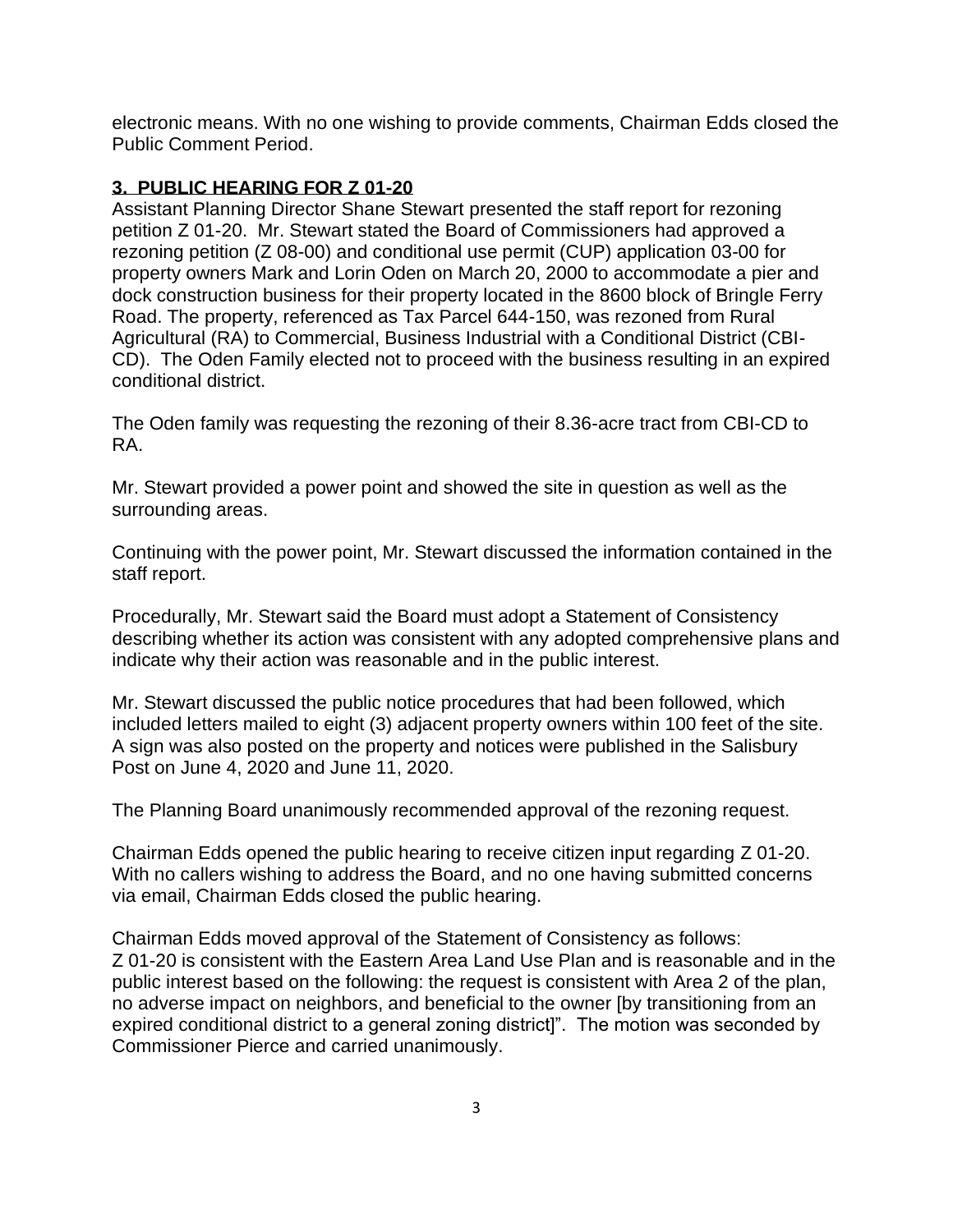electronic means. With no one wishing to provide comments, Chairman Edds closed the Public Comment Period.

## 3. PUBLIC HEARING FOR Z 01-20

Assistant Planning Director Shane Stewart presented the staff report for rezoning petition Z 01-20. Mr. Stewart stated the Board of Commissioners had approved a rezoning petition (Z 08-00) and conditional use permit (CUP) application 03-00 for property owners Mark and Lorin Oden on March 20, 2000 to accommodate a pier and dock construction business for their property located in the 8600 block of Bringle Ferry Road. The property, referenced as Tax Parcel 644-150, was rezoned from Rural Agricultural (RA) to Commercial, Business Industrial with a Conditional District (CBI-CD). The Oden Family elected not to proceed with the business resulting in an expired conditional district.

The Oden family was requesting the rezoning of their 8.36-acre tract from CBI-CD to RA.

Mr. Stewart provided a power point and showed the site in question as well as the surrounding areas.

Continuing with the power point, Mr. Stewart discussed the information contained in the staff report.

Procedurally, Mr. Stewart said the Board must adopt a Statement of Consistency describing whether its action was consistent with any adopted comprehensive plans and indicate why their action was reasonable and in the public interest.

Mr. Stewart discussed the public notice procedures that had been followed, which included letters mailed to eight (3) adjacent property owners within 100 feet of the site. A sign was also posted on the property and notices were published in the Salisbury Post on June 4, 2020 and June 11, 2020.

The Planning Board unanimously recommended approval of the rezoning request.

Chairman Edds opened the public hearing to receive citizen input regarding Z 01-20. With no callers wishing to address the Board, and no one having submitted concerns via email, Chairman Edds closed the public hearing.

Chairman Edds moved approval of the Statement of Consistency as follows: Z 01-20 is consistent with the Eastern Area Land Use Plan and is reasonable and in the public interest based on the following: the request is consistent with Area 2 of the plan, no adverse impact on neighbors, and beneficial to the owner [by transitioning from an expired conditional district to a general zoning district]". The motion was seconded by Commissioner Pierce and carried unanimously.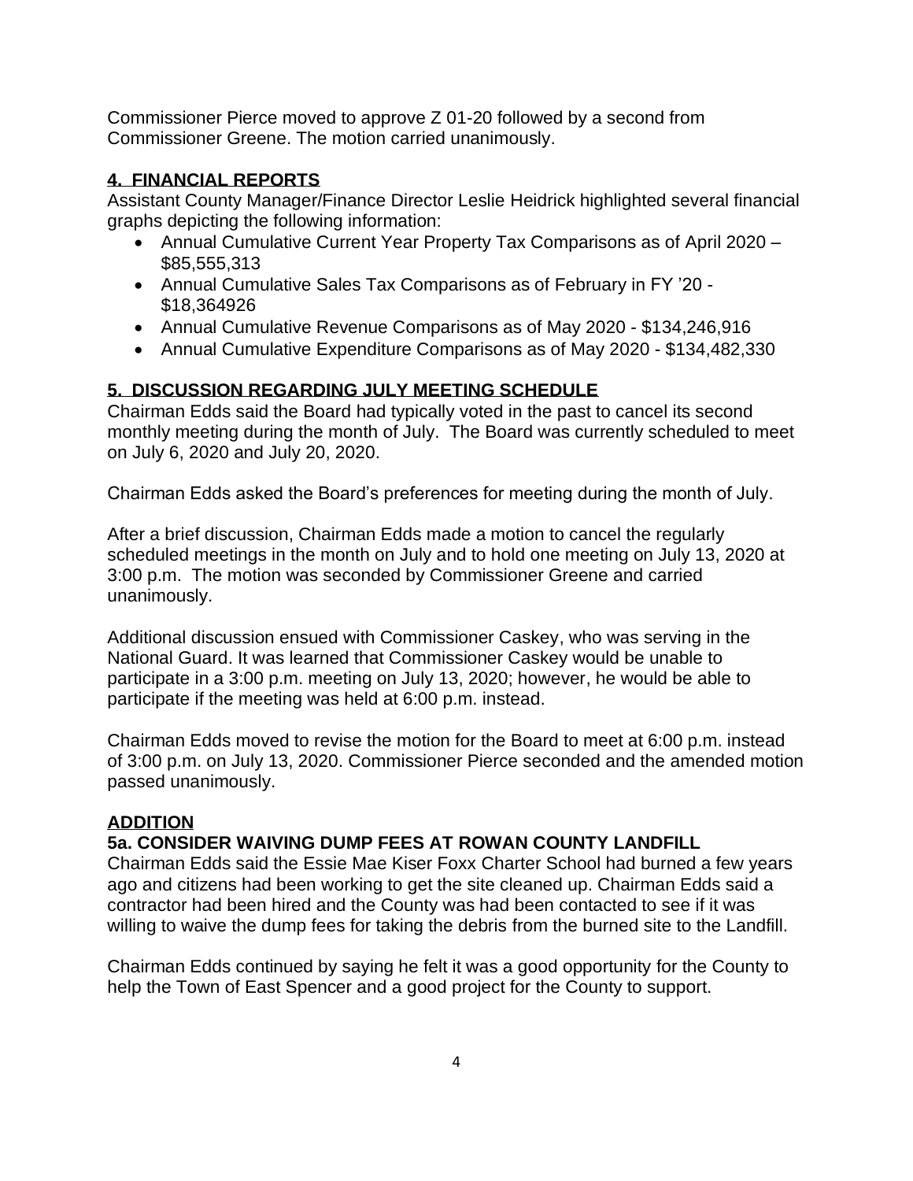Commissioner Pierce moved to approve Z 01-20 followed by a second from Commissioner Greene. The motion carried unanimously.

## **4. FINANCIAL REPORTS**

Assistant County Manager/Finance Director Leslie Heidrick highlighted several financial graphs depicting the following information:

- Annual Cumulative Current Year Property Tax Comparisons as of April 2020 – $85,555,313
- Annual Cumulative Sales Tax Comparisons as of February in FY '20 - $18,364926
- Annual Cumulative Revenue Comparisons as of May 2020 - $134,246,916
- Annual Cumulative Expenditure Comparisons as of May 2020 - $134,482,330

## **5. DISCUSSION REGARDING JULY MEETING SCHEDULE**

Chairman Edds said the Board had typically voted in the past to cancel its second monthly meeting during the month of July. The Board was currently scheduled to meet on July 6, 2020 and July 20, 2020.

Chairman Edds asked the Board's preferences for meeting during the month of July.

After a brief discussion, Chairman Edds made a motion to cancel the regularly scheduled meetings in the month on July and to hold one meeting on July 13, 2020 at 3:00 p.m. The motion was seconded by Commissioner Greene and carried unanimously.

Additional discussion ensued with Commissioner Caskey, who was serving in the National Guard. It was learned that Commissioner Caskey would be unable to participate in a 3:00 p.m. meeting on July 13, 2020; however, he would be able to participate if the meeting was held at 6:00 p.m. instead.

Chairman Edds moved to revise the motion for the Board to meet at 6:00 p.m. instead of 3:00 p.m. on July 13, 2020. Commissioner Pierce seconded and the amended motion passed unanimously.

## **ADDITION**

## **5a. CONSIDER WAIVING DUMP FEES AT ROWAN COUNTY LANDFILL**

Chairman Edds said the Essie Mae Kiser Foxx Charter School had burned a few years ago and citizens had been working to get the site cleaned up. Chairman Edds said a contractor had been hired and the County was had been contacted to see if it was willing to waive the dump fees for taking the debris from the burned site to the Landfill.

Chairman Edds continued by saying he felt it was a good opportunity for the County to help the Town of East Spencer and a good project for the County to support.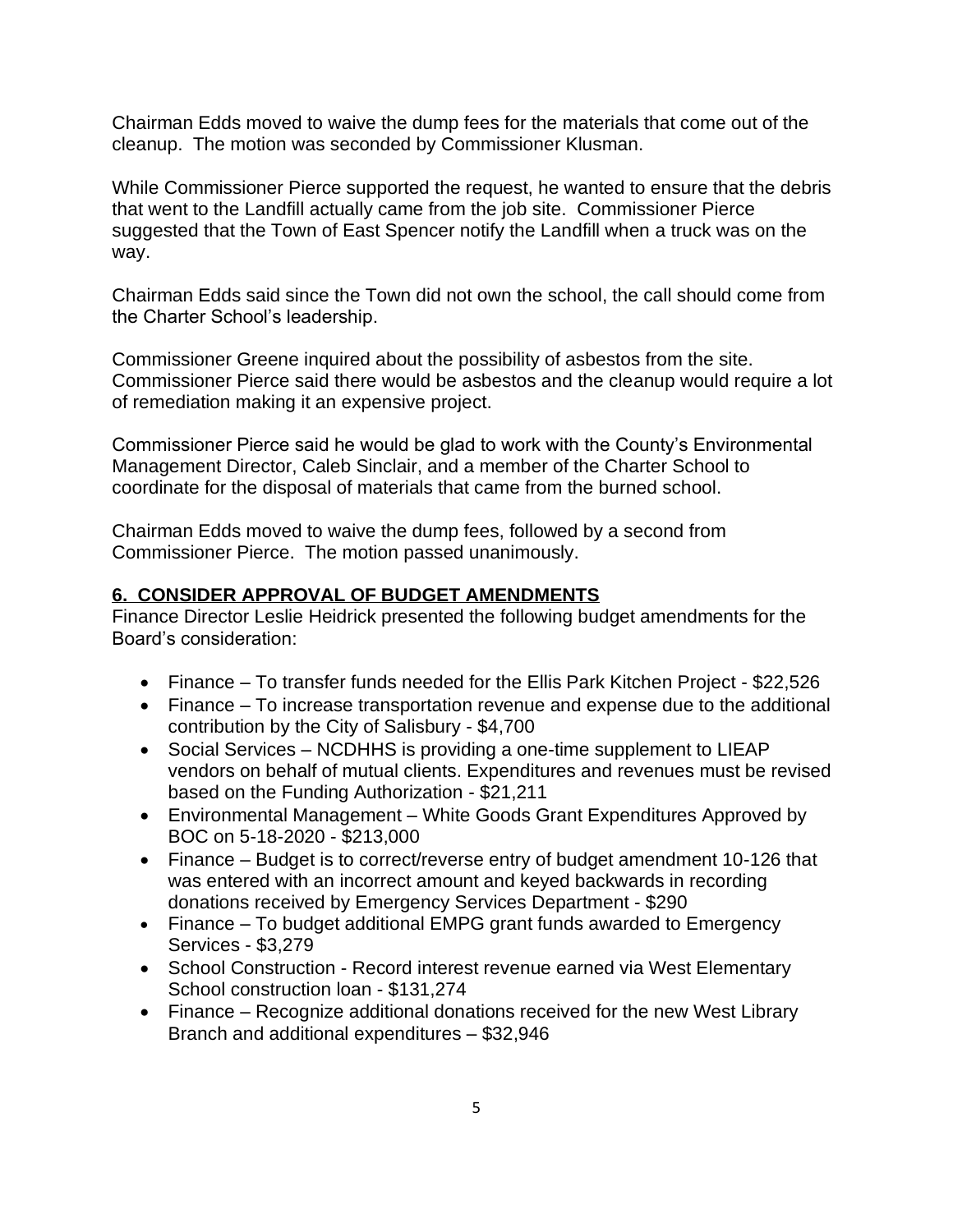Chairman Edds moved to waive the dump fees for the materials that come out of the cleanup. The motion was seconded by Commissioner Klusman.

While Commissioner Pierce supported the request, he wanted to ensure that the debris that went to the Landfill actually came from the job site. Commissioner Pierce suggested that the Town of East Spencer notify the Landfill when a truck was on the way.

Chairman Edds said since the Town did not own the school, the call should come from the Charter School's leadership.

Commissioner Greene inquired about the possibility of asbestos from the site. Commissioner Pierce said there would be asbestos and the cleanup would require a lot of remediation making it an expensive project.

Commissioner Pierce said he would be glad to work with the County's Environmental Management Director, Caleb Sinclair, and a member of the Charter School to coordinate for the disposal of materials that came from the burned school.

Chairman Edds moved to waive the dump fees, followed by a second from Commissioner Pierce. The motion passed unanimously.

## **6. CONSIDER APPROVAL OF BUDGET AMENDMENTS**

Finance Director Leslie Heidrick presented the following budget amendments for the Board's consideration:

- Finance – To transfer funds needed for the Ellis Park Kitchen Project - $22,526
- Finance – To increase transportation revenue and expense due to the additional contribution by the City of Salisbury - $4,700
- Social Services – NCDHHS is providing a one-time supplement to LIEAP vendors on behalf of mutual clients. Expenditures and revenues must be revised based on the Funding Authorization - $21,211
- Environmental Management – White Goods Grant Expenditures Approved by BOC on 5-18-2020 - $213,000
- Finance – Budget is to correct/reverse entry of budget amendment 10-126 that was entered with an incorrect amount and keyed backwards in recording donations received by Emergency Services Department - $290
- Finance – To budget additional EMPG grant funds awarded to Emergency Services - $3,279
- School Construction - Record interest revenue earned via West Elementary School construction loan - $131,274
- Finance – Recognize additional donations received for the new West Library Branch and additional expenditures – $32,946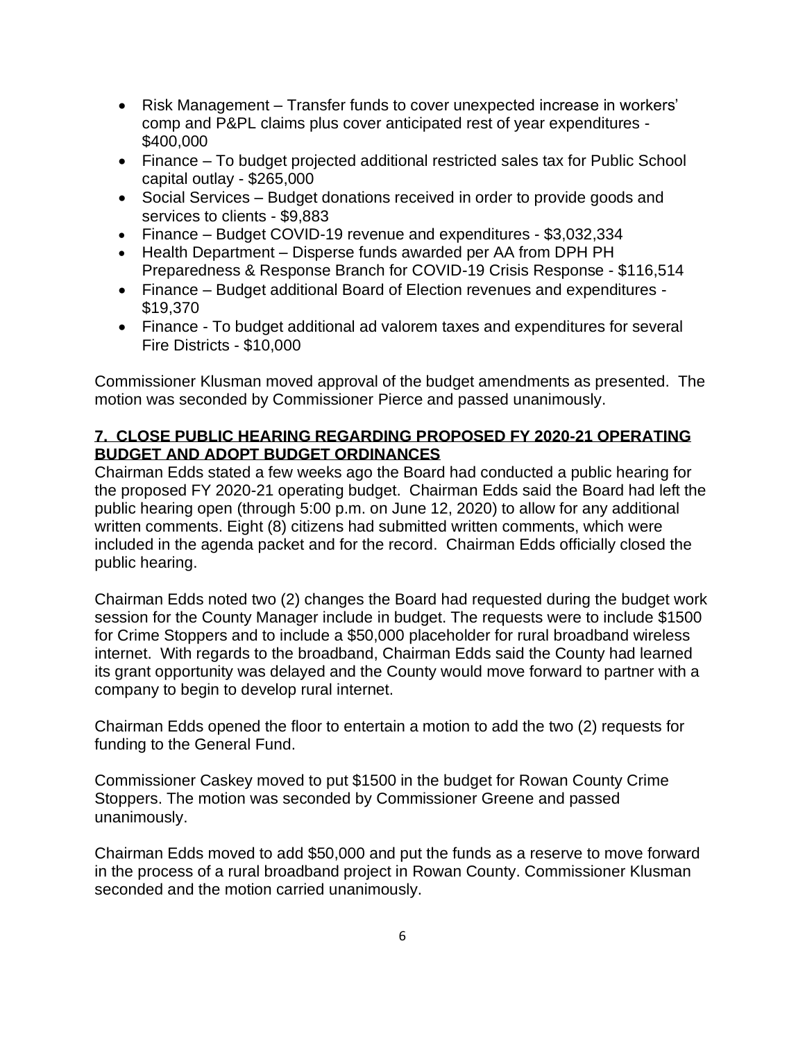- Risk Management – Transfer funds to cover unexpected increase in workers' comp and P&PL claims plus cover anticipated rest of year expenditures - $400,000
- Finance – To budget projected additional restricted sales tax for Public School capital outlay - $265,000
- Social Services – Budget donations received in order to provide goods and services to clients - $9,883
- Finance – Budget COVID-19 revenue and expenditures - $3,032,334
- Health Department – Disperse funds awarded per AA from DPH PH Preparedness & Response Branch for COVID-19 Crisis Response - $116,514
- Finance – Budget additional Board of Election revenues and expenditures - $19,370
- Finance - To budget additional ad valorem taxes and expenditures for several Fire Districts - $10,000

Commissioner Klusman moved approval of the budget amendments as presented. The motion was seconded by Commissioner Pierce and passed unanimously.

## 7. CLOSE PUBLIC HEARING REGARDING PROPOSED FY 2020-21 OPERATING BUDGET AND ADOPT BUDGET ORDINANCES

Chairman Edds stated a few weeks ago the Board had conducted a public hearing for the proposed FY 2020-21 operating budget. Chairman Edds said the Board had left the public hearing open (through 5:00 p.m. on June 12, 2020) to allow for any additional written comments. Eight (8) citizens had submitted written comments, which were included in the agenda packet and for the record. Chairman Edds officially closed the public hearing.

Chairman Edds noted two (2) changes the Board had requested during the budget work session for the County Manager include in budget. The requests were to include $1500 for Crime Stoppers and to include a $50,000 placeholder for rural broadband wireless internet. With regards to the broadband, Chairman Edds said the County had learned its grant opportunity was delayed and the County would move forward to partner with a company to begin to develop rural internet.

Chairman Edds opened the floor to entertain a motion to add the two (2) requests for funding to the General Fund.

Commissioner Caskey moved to put $1500 in the budget for Rowan County Crime Stoppers. The motion was seconded by Commissioner Greene and passed unanimously.

Chairman Edds moved to add $50,000 and put the funds as a reserve to move forward in the process of a rural broadband project in Rowan County. Commissioner Klusman seconded and the motion carried unanimously.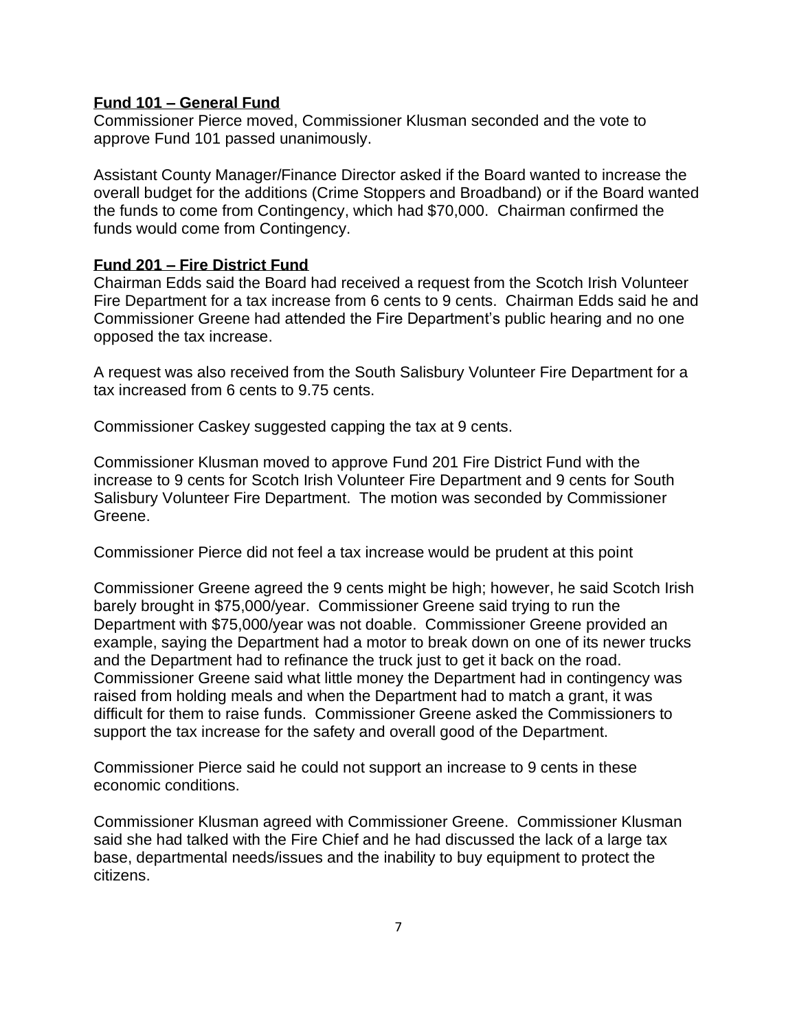**Fund 101 – General Fund**

Commissioner Pierce moved, Commissioner Klusman seconded and the vote to approve Fund 101 passed unanimously.

Assistant County Manager/Finance Director asked if the Board wanted to increase the overall budget for the additions (Crime Stoppers and Broadband) or if the Board wanted the funds to come from Contingency, which had $70,000. Chairman confirmed the funds would come from Contingency.

**Fund 201 – Fire District Fund**

Chairman Edds said the Board had received a request from the Scotch Irish Volunteer Fire Department for a tax increase from 6 cents to 9 cents. Chairman Edds said he and Commissioner Greene had attended the Fire Department's public hearing and no one opposed the tax increase.

A request was also received from the South Salisbury Volunteer Fire Department for a tax increased from 6 cents to 9.75 cents.

Commissioner Caskey suggested capping the tax at 9 cents.

Commissioner Klusman moved to approve Fund 201 Fire District Fund with the increase to 9 cents for Scotch Irish Volunteer Fire Department and 9 cents for South Salisbury Volunteer Fire Department. The motion was seconded by Commissioner Greene.

Commissioner Pierce did not feel a tax increase would be prudent at this point

Commissioner Greene agreed the 9 cents might be high; however, he said Scotch Irish barely brought in $75,000/year. Commissioner Greene said trying to run the Department with $75,000/year was not doable. Commissioner Greene provided an example, saying the Department had a motor to break down on one of its newer trucks and the Department had to refinance the truck just to get it back on the road. Commissioner Greene said what little money the Department had in contingency was raised from holding meals and when the Department had to match a grant, it was difficult for them to raise funds. Commissioner Greene asked the Commissioners to support the tax increase for the safety and overall good of the Department.

Commissioner Pierce said he could not support an increase to 9 cents in these economic conditions.

Commissioner Klusman agreed with Commissioner Greene. Commissioner Klusman said she had talked with the Fire Chief and he had discussed the lack of a large tax base, departmental needs/issues and the inability to buy equipment to protect the citizens.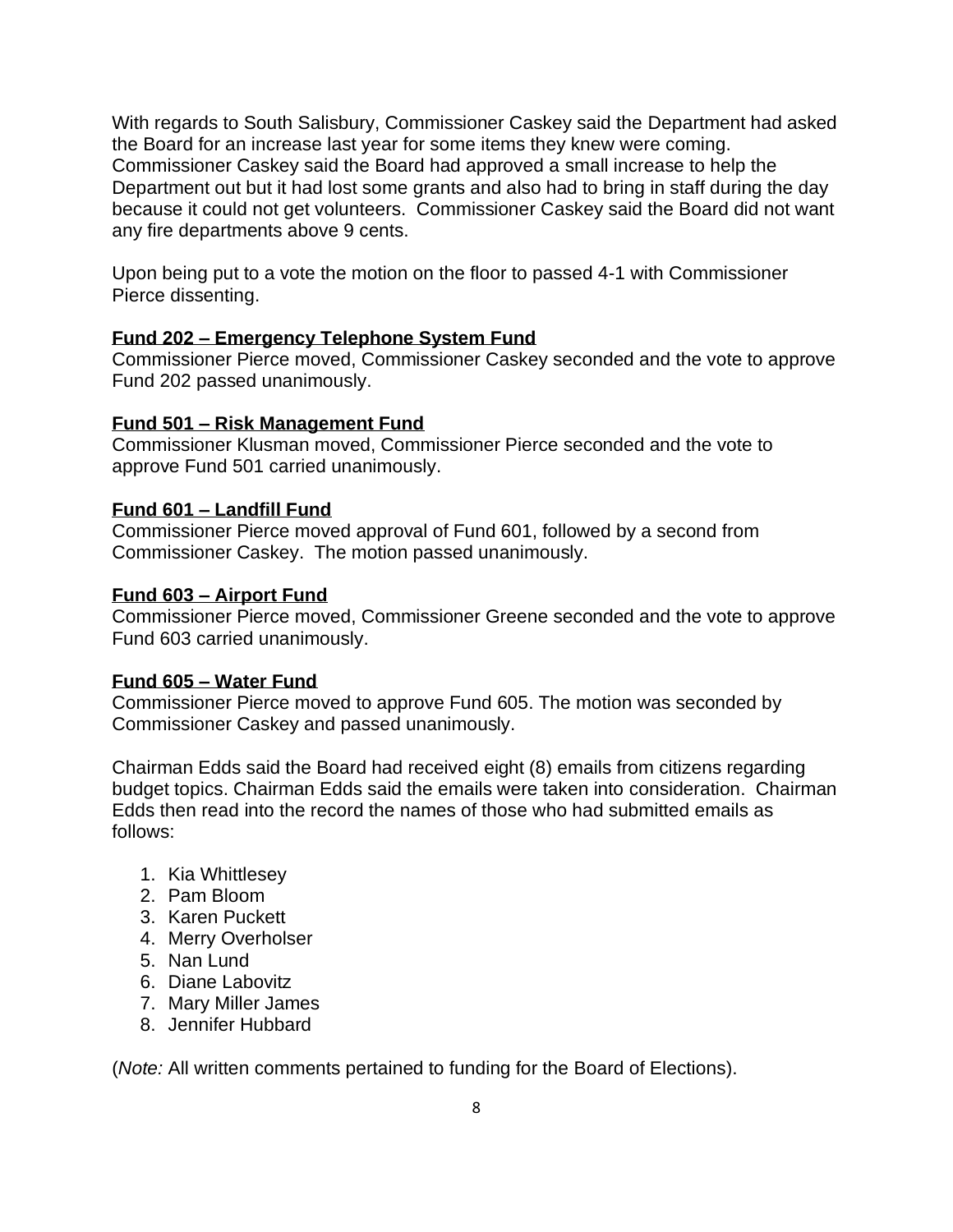With regards to South Salisbury, Commissioner Caskey said the Department had asked the Board for an increase last year for some items they knew were coming. Commissioner Caskey said the Board had approved a small increase to help the Department out but it had lost some grants and also had to bring in staff during the day because it could not get volunteers. Commissioner Caskey said the Board did not want any fire departments above 9 cents.

Upon being put to a vote the motion on the floor to passed 4-1 with Commissioner Pierce dissenting.

**Fund 202 – Emergency Telephone System Fund**

Commissioner Pierce moved, Commissioner Caskey seconded and the vote to approve Fund 202 passed unanimously.

**Fund 501 – Risk Management Fund**

Commissioner Klusman moved, Commissioner Pierce seconded and the vote to approve Fund 501 carried unanimously.

**Fund 601 – Landfill Fund**

Commissioner Pierce moved approval of Fund 601, followed by a second from Commissioner Caskey. The motion passed unanimously.

**Fund 603 – Airport Fund**

Commissioner Pierce moved, Commissioner Greene seconded and the vote to approve Fund 603 carried unanimously.

**Fund 605 – Water Fund**

Commissioner Pierce moved to approve Fund 605. The motion was seconded by Commissioner Caskey and passed unanimously.

Chairman Edds said the Board had received eight (8) emails from citizens regarding budget topics. Chairman Edds said the emails were taken into consideration. Chairman Edds then read into the record the names of those who had submitted emails as follows:

1. Kia Whittlesey
2. Pam Bloom
3. Karen Puckett
4. Merry Overholser
5. Nan Lund
6. Diane Labovitz
7. Mary Miller James
8. Jennifer Hubbard

(*Note:* All written comments pertained to funding for the Board of Elections).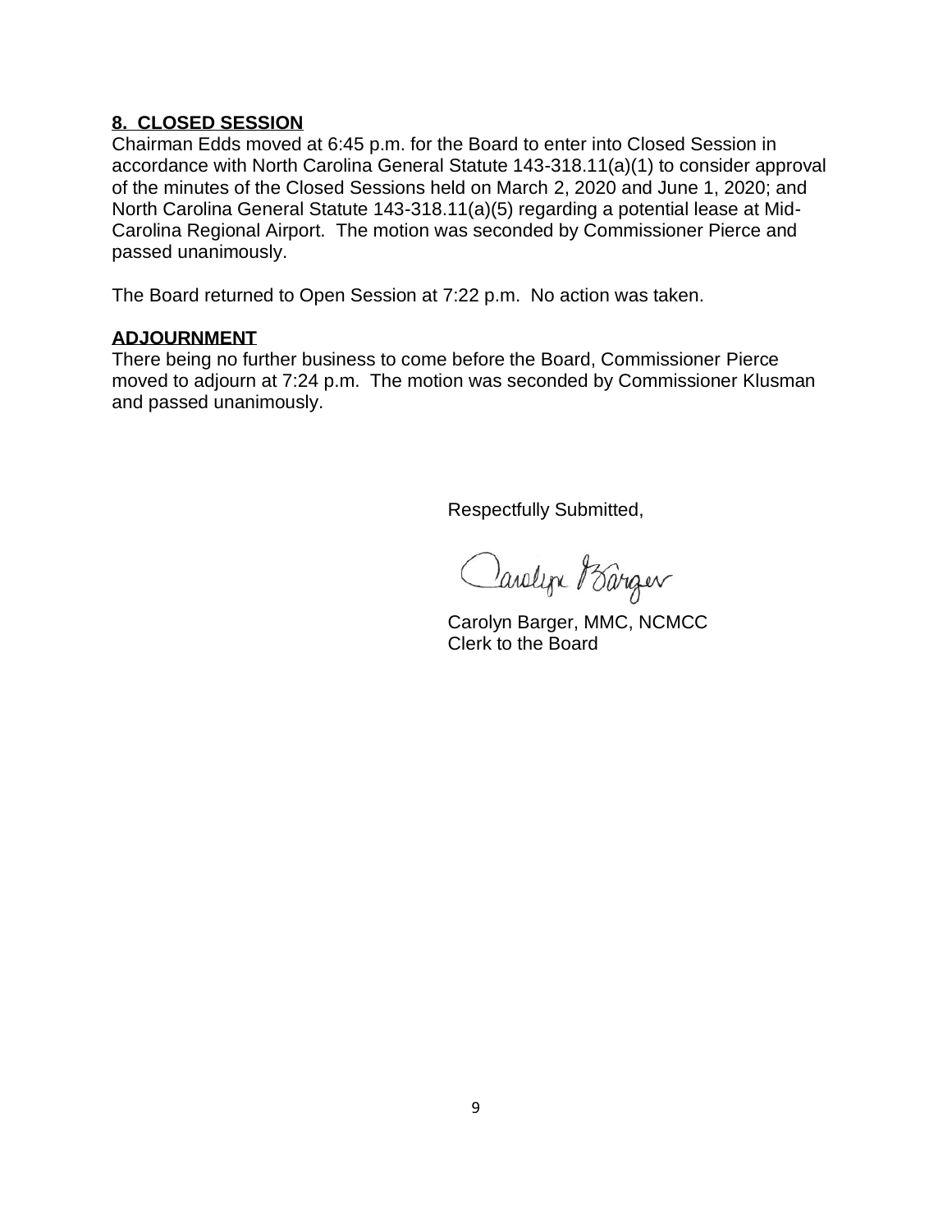## 8. CLOSED SESSION

Chairman Edds moved at 6:45 p.m. for the Board to enter into Closed Session in accordance with North Carolina General Statute 143-318.11(a)(1) to consider approval of the minutes of the Closed Sessions held on March 2, 2020 and June 1, 2020; and North Carolina General Statute 143-318.11(a)(5) regarding a potential lease at Mid-Carolina Regional Airport. The motion was seconded by Commissioner Pierce and passed unanimously.

The Board returned to Open Session at 7:22 p.m. No action was taken.

## ADJOURNMENT

There being no further business to come before the Board, Commissioner Pierce moved to adjourn at 7:24 p.m. The motion was seconded by Commissioner Klusman and passed unanimously.

Respectfully Submitted,

Carolyn Barger

Carolyn Barger, MMC, NCMCC
Clerk to the Board